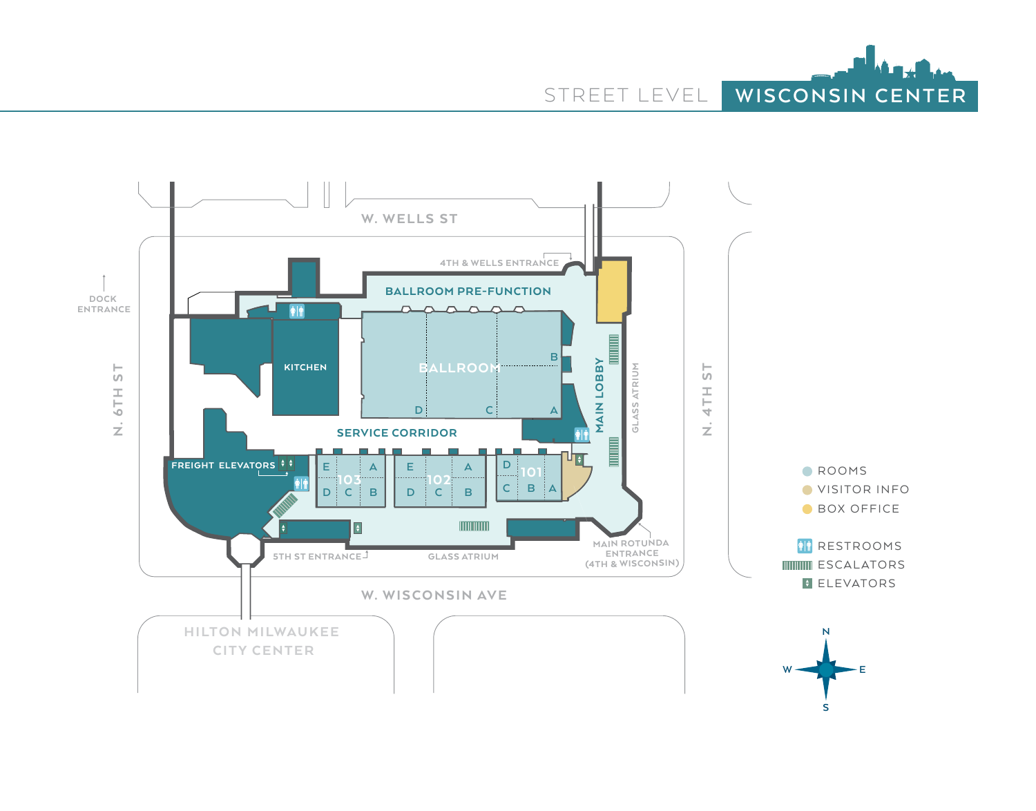# STREET LEVEL — WISCONSIN CENTER

W. WELLS ST

N. 6TH ST

N. 4TH ST

W. WISCONSIN AVE

DOCK ENTRANCE

4TH & WELLS ENTRANCE

BALLROOM PRE-FUNCTION

KITCHEN

BALLROOM

B

D

C

A

MAIN LOBBY

GLASS ATRIUM

SERVICE CORRIDOR

FREIGHT ELEVATORS

103: E, A, D, C, B

102: E, A, D, C, B

101: D, C, B, A

5TH ST ENTRANCE

GLASS ATRIUM

MAIN ROTUNDA ENTRANCE (4TH & WISCONSIN)

HILTON MILWAUKEE CITY CENTER

- ROOMS
- VISITOR INFO
- BOX OFFICE
- RESTROOMS
- ESCALATORS
- ELEVATORS

N

W

E

S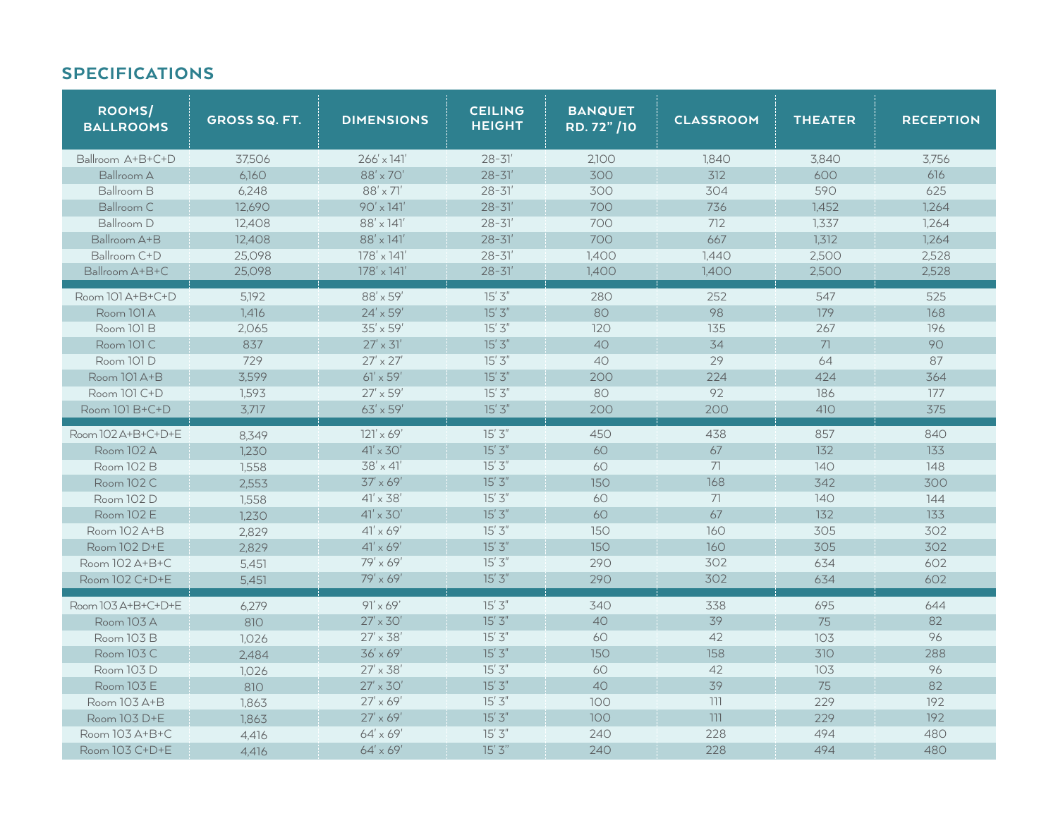## SPECIFICATIONS

| ROOMS/ BALLROOMS | GROSS SQ. FT. | DIMENSIONS | CEILING HEIGHT | BANQUET RD. 72" /10 | CLASSROOM | THEATER | RECEPTION |
|---|---|---|---|---|---|---|---|
| Ballroom A+B+C+D | 37,506 | 266' x 141' | 28-31' | 2,100 | 1,840 | 3,840 | 3,756 |
| Ballroom A | 6,160 | 88' x 70' | 28-31' | 300 | 312 | 600 | 616 |
| Ballroom B | 6,248 | 88' x 71' | 28-31' | 300 | 304 | 590 | 625 |
| Ballroom C | 12,690 | 90' x 141' | 28-31' | 700 | 736 | 1,452 | 1,264 |
| Ballroom D | 12,408 | 88' x 141' | 28-31' | 700 | 712 | 1,337 | 1,264 |
| Ballroom A+B | 12,408 | 88' x 141' | 28-31' | 700 | 667 | 1,312 | 1,264 |
| Ballroom C+D | 25,098 | 178' x 141' | 28-31' | 1,400 | 1,440 | 2,500 | 2,528 |
| Ballroom A+B+C | 25,098 | 178' x 141' | 28-31' | 1,400 | 1,400 | 2,500 | 2,528 |
| Room 101 A+B+C+D | 5,192 | 88' x 59' | 15' 3" | 280 | 252 | 547 | 525 |
| Room 101 A | 1,416 | 24' x 59' | 15' 3" | 80 | 98 | 179 | 168 |
| Room 101 B | 2,065 | 35' x 59' | 15' 3" | 120 | 135 | 267 | 196 |
| Room 101 C | 837 | 27' x 31' | 15' 3" | 40 | 34 | 71 | 90 |
| Room 101 D | 729 | 27' x 27' | 15' 3" | 40 | 29 | 64 | 87 |
| Room 101 A+B | 3,599 | 61' x 59' | 15' 3" | 200 | 224 | 424 | 364 |
| Room 101 C+D | 1,593 | 27' x 59' | 15' 3" | 80 | 92 | 186 | 177 |
| Room 101 B+C+D | 3,717 | 63' x 59' | 15' 3" | 200 | 200 | 410 | 375 |
| Room 102 A+B+C+D+E | 8,349 | 121' x 69' | 15' 3" | 450 | 438 | 857 | 840 |
| Room 102 A | 1,230 | 41' x 30' | 15' 3" | 60 | 67 | 132 | 133 |
| Room 102 B | 1,558 | 38' x 41' | 15' 3" | 60 | 71 | 140 | 148 |
| Room 102 C | 2,553 | 37' x 69' | 15' 3" | 150 | 168 | 342 | 300 |
| Room 102 D | 1,558 | 41' x 38' | 15' 3" | 60 | 71 | 140 | 144 |
| Room 102 E | 1,230 | 41' x 30' | 15' 3" | 60 | 67 | 132 | 133 |
| Room 102 A+B | 2,829 | 41' x 69' | 15' 3" | 150 | 160 | 305 | 302 |
| Room 102 D+E | 2,829 | 41' x 69' | 15' 3" | 150 | 160 | 305 | 302 |
| Room 102 A+B+C | 5,451 | 79' x 69' | 15' 3" | 290 | 302 | 634 | 602 |
| Room 102 C+D+E | 5,451 | 79' x 69' | 15' 3" | 290 | 302 | 634 | 602 |
| Room 103 A+B+C+D+E | 6,279 | 91' x 69' | 15' 3" | 340 | 338 | 695 | 644 |
| Room 103 A | 810 | 27' x 30' | 15' 3" | 40 | 39 | 75 | 82 |
| Room 103 B | 1,026 | 27' x 38' | 15' 3" | 60 | 42 | 103 | 96 |
| Room 103 C | 2,484 | 36' x 69' | 15' 3" | 150 | 158 | 310 | 288 |
| Room 103 D | 1,026 | 27' x 38' | 15' 3" | 60 | 42 | 103 | 96 |
| Room 103 E | 810 | 27' x 30' | 15' 3" | 40 | 39 | 75 | 82 |
| Room 103 A+B | 1,863 | 27' x 69' | 15' 3" | 100 | 111 | 229 | 192 |
| Room 103 D+E | 1,863 | 27' x 69' | 15' 3" | 100 | 111 | 229 | 192 |
| Room 103 A+B+C | 4,416 | 64' x 69' | 15' 3" | 240 | 228 | 494 | 480 |
| Room 103 C+D+E | 4,416 | 64' x 69' | 15' 3" | 240 | 228 | 494 | 480 |